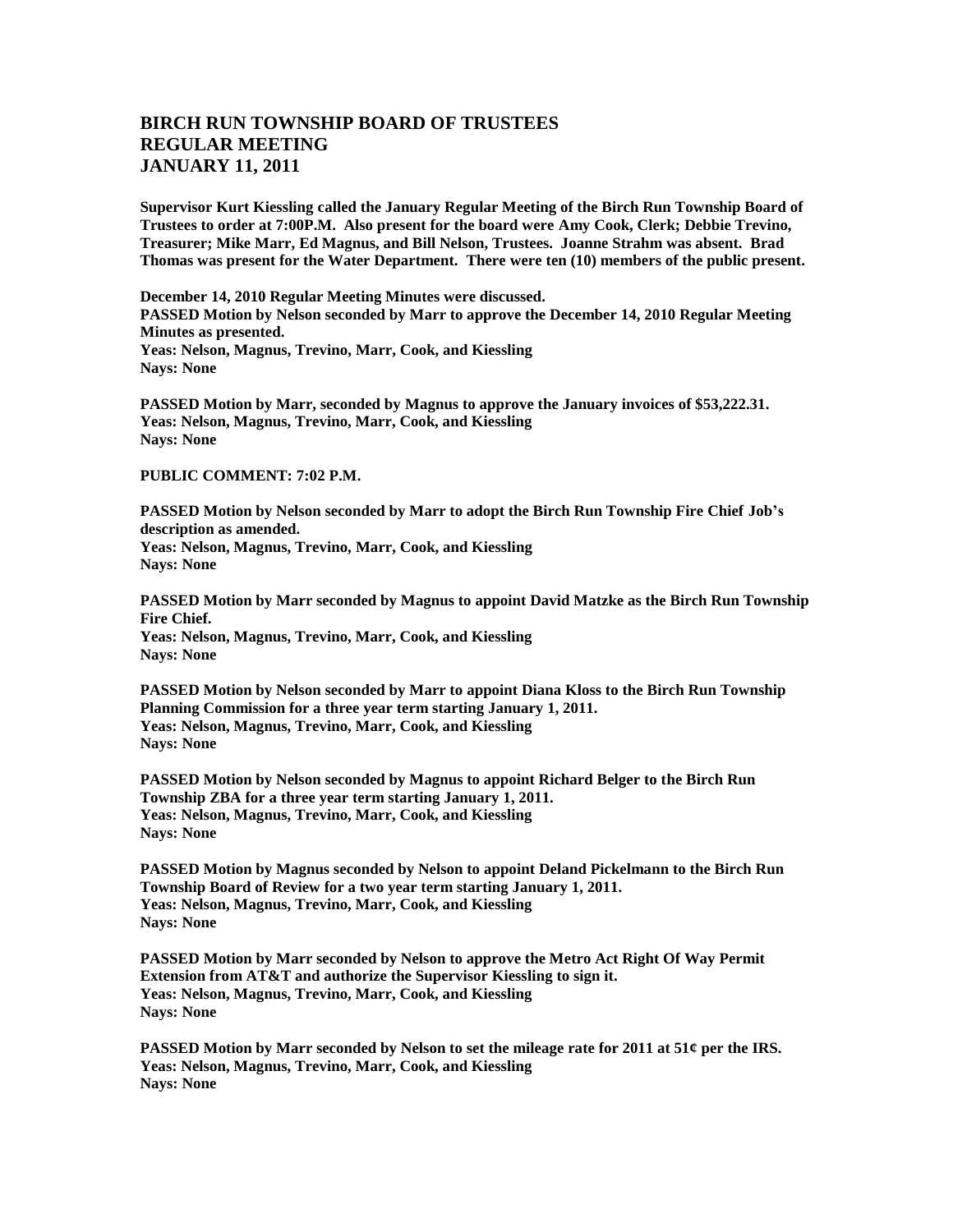# BIRCH RUN TOWNSHIP BOARD OF TRUSTEES
# REGULAR MEETING
# JANUARY 11, 2011

**Supervisor Kurt Kiessling called the January Regular Meeting of the Birch Run Township Board of Trustees to order at 7:00P.M. Also present for the board were Amy Cook, Clerk; Debbie Trevino, Treasurer; Mike Marr, Ed Magnus, and Bill Nelson, Trustees. Joanne Strahm was absent. Brad Thomas was present for the Water Department. There were ten (10) members of the public present.**

**December 14, 2010 Regular Meeting Minutes were discussed.**
**PASSED Motion by Nelson seconded by Marr to approve the December 14, 2010 Regular Meeting Minutes as presented.**
**Yeas: Nelson, Magnus, Trevino, Marr, Cook, and Kiessling**
**Nays: None**

**PASSED Motion by Marr, seconded by Magnus to approve the January invoices of $53,222.31.**
**Yeas: Nelson, Magnus, Trevino, Marr, Cook, and Kiessling**
**Nays: None**

**PUBLIC COMMENT: 7:02 P.M.**

**PASSED Motion by Nelson seconded by Marr to adopt the Birch Run Township Fire Chief Job's description as amended.**
**Yeas: Nelson, Magnus, Trevino, Marr, Cook, and Kiessling**
**Nays: None**

**PASSED Motion by Marr seconded by Magnus to appoint David Matzke as the Birch Run Township Fire Chief.**
**Yeas: Nelson, Magnus, Trevino, Marr, Cook, and Kiessling**
**Nays: None**

**PASSED Motion by Nelson seconded by Marr to appoint Diana Kloss to the Birch Run Township Planning Commission for a three year term starting January 1, 2011.**
**Yeas: Nelson, Magnus, Trevino, Marr, Cook, and Kiessling**
**Nays: None**

**PASSED Motion by Nelson seconded by Magnus to appoint Richard Belger to the Birch Run Township ZBA for a three year term starting January 1, 2011.**
**Yeas: Nelson, Magnus, Trevino, Marr, Cook, and Kiessling**
**Nays: None**

**PASSED Motion by Magnus seconded by Nelson to appoint Deland Pickelmann to the Birch Run Township Board of Review for a two year term starting January 1, 2011.**
**Yeas: Nelson, Magnus, Trevino, Marr, Cook, and Kiessling**
**Nays: None**

**PASSED Motion by Marr seconded by Nelson to approve the Metro Act Right Of Way Permit Extension from AT&T and authorize the Supervisor Kiessling to sign it.**
**Yeas: Nelson, Magnus, Trevino, Marr, Cook, and Kiessling**
**Nays: None**

**PASSED Motion by Marr seconded by Nelson to set the mileage rate for 2011 at 51¢ per the IRS.**
**Yeas: Nelson, Magnus, Trevino, Marr, Cook, and Kiessling**
**Nays: None**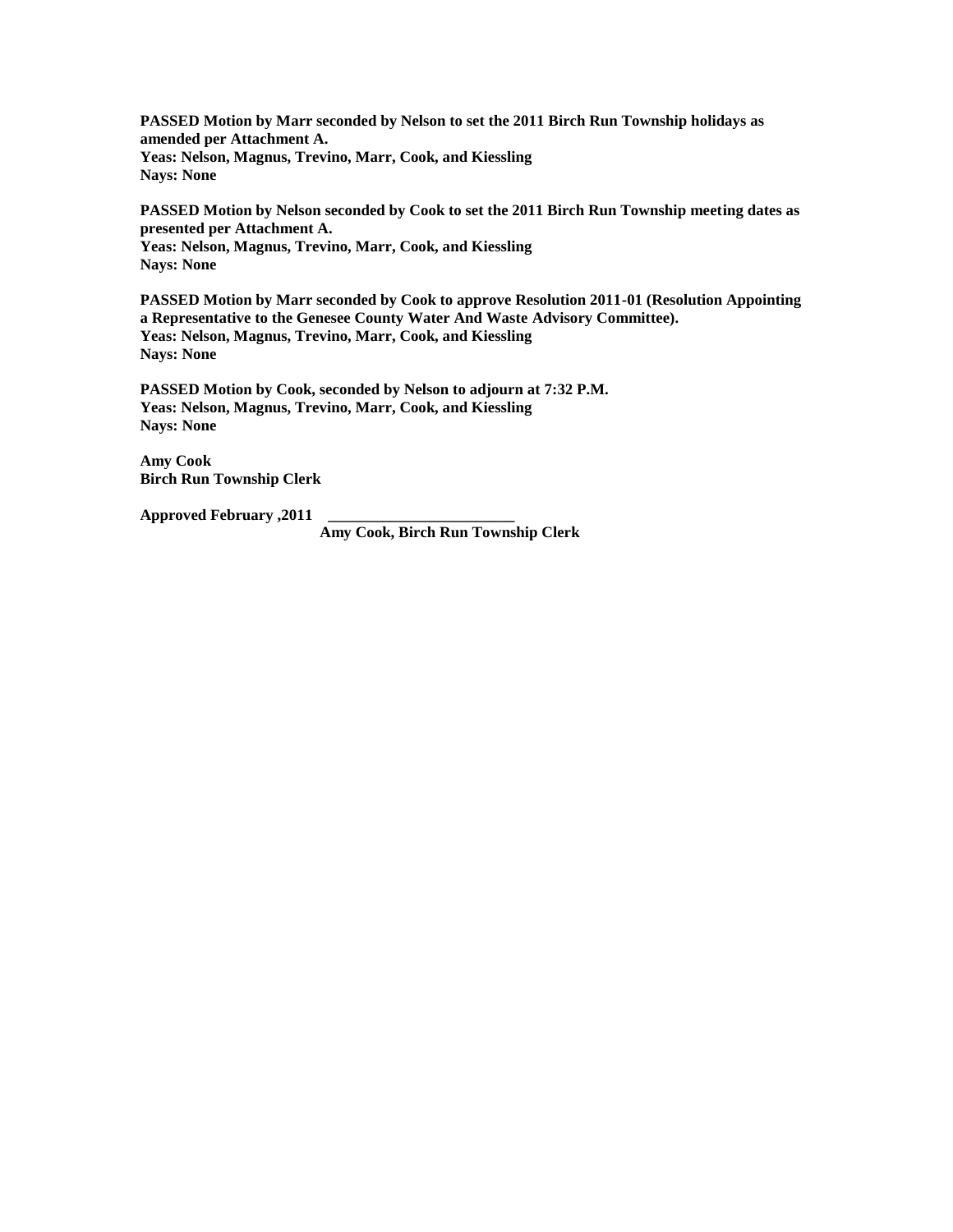**PASSED Motion by Marr seconded by Nelson to set the 2011 Birch Run Township holidays as amended per Attachment A.**
**Yeas: Nelson, Magnus, Trevino, Marr, Cook, and Kiessling**
**Nays: None**

**PASSED Motion by Nelson seconded by Cook to set the 2011 Birch Run Township meeting dates as presented per Attachment A.**
**Yeas: Nelson, Magnus, Trevino, Marr, Cook, and Kiessling**
**Nays: None**

**PASSED Motion by Marr seconded by Cook to approve Resolution 2011-01 (Resolution Appointing a Representative to the Genesee County Water And Waste Advisory Committee).**
**Yeas: Nelson, Magnus, Trevino, Marr, Cook, and Kiessling**
**Nays: None**

**PASSED Motion by Cook, seconded by Nelson to adjourn at 7:32 P.M.**
**Yeas: Nelson, Magnus, Trevino, Marr, Cook, and Kiessling**
**Nays: None**

**Amy Cook**
**Birch Run Township Clerk**

**Approved February ,2011 ________________________**
**Amy Cook, Birch Run Township Clerk**